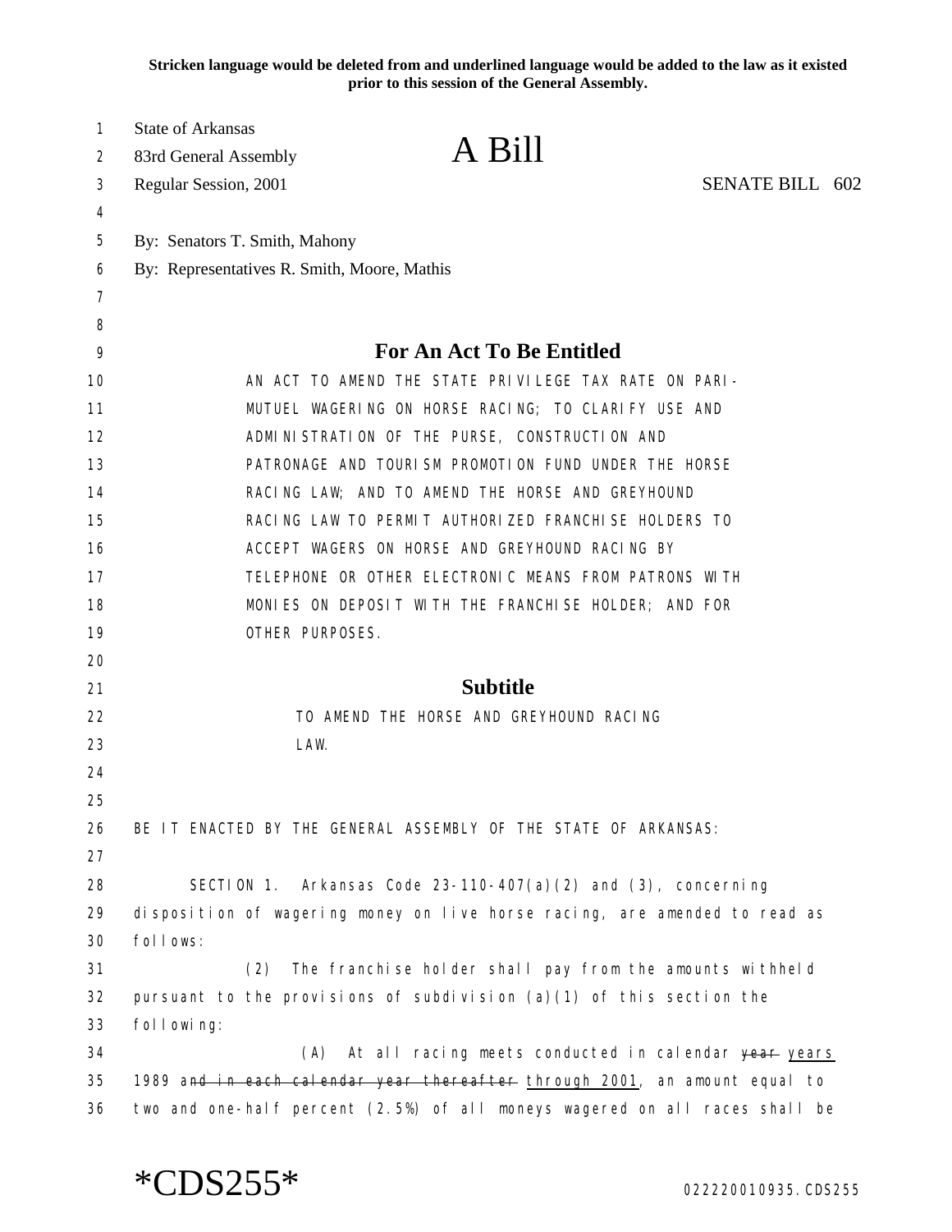**Stricken language would be deleted from and underlined language would be added to the law as it existed prior to this session of the General Assembly.**

State of Arkansas
83rd General Assembly
Regular Session, 2001

# A Bill

SENATE BILL 602

By: Senators T. Smith, Mahony
By: Representatives R. Smith, Moore, Mathis

## For An Act To Be Entitled

AN ACT TO AMEND THE STATE PRIVILEGE TAX RATE ON PARI-MUTUEL WAGERING ON HORSE RACING; TO CLARIFY USE AND ADMINISTRATION OF THE PURSE, CONSTRUCTION AND PATRONAGE AND TOURISM PROMOTION FUND UNDER THE HORSE RACING LAW; AND TO AMEND THE HORSE AND GREYHOUND RACING LAW TO PERMIT AUTHORIZED FRANCHISE HOLDERS TO ACCEPT WAGERS ON HORSE AND GREYHOUND RACING BY TELEPHONE OR OTHER ELECTRONIC MEANS FROM PATRONS WITH MONIES ON DEPOSIT WITH THE FRANCHISE HOLDER; AND FOR OTHER PURPOSES.

## Subtitle

TO AMEND THE HORSE AND GREYHOUND RACING LAW.

BE IT ENACTED BY THE GENERAL ASSEMBLY OF THE STATE OF ARKANSAS:

SECTION 1. Arkansas Code 23-110-407(a)(2) and (3), concerning disposition of wagering money on live horse racing, are amended to read as follows:

(2) The franchise holder shall pay from the amounts withheld pursuant to the provisions of subdivision (a)(1) of this section the following:

(A) At all racing meets conducted in calendar ~~year~~ <u>years</u> 1989 a~~nd in each calendar year thereafter~~ <u>through 2001</u>, an amount equal to two and one-half percent (2.5%) of all moneys wagered on all races shall be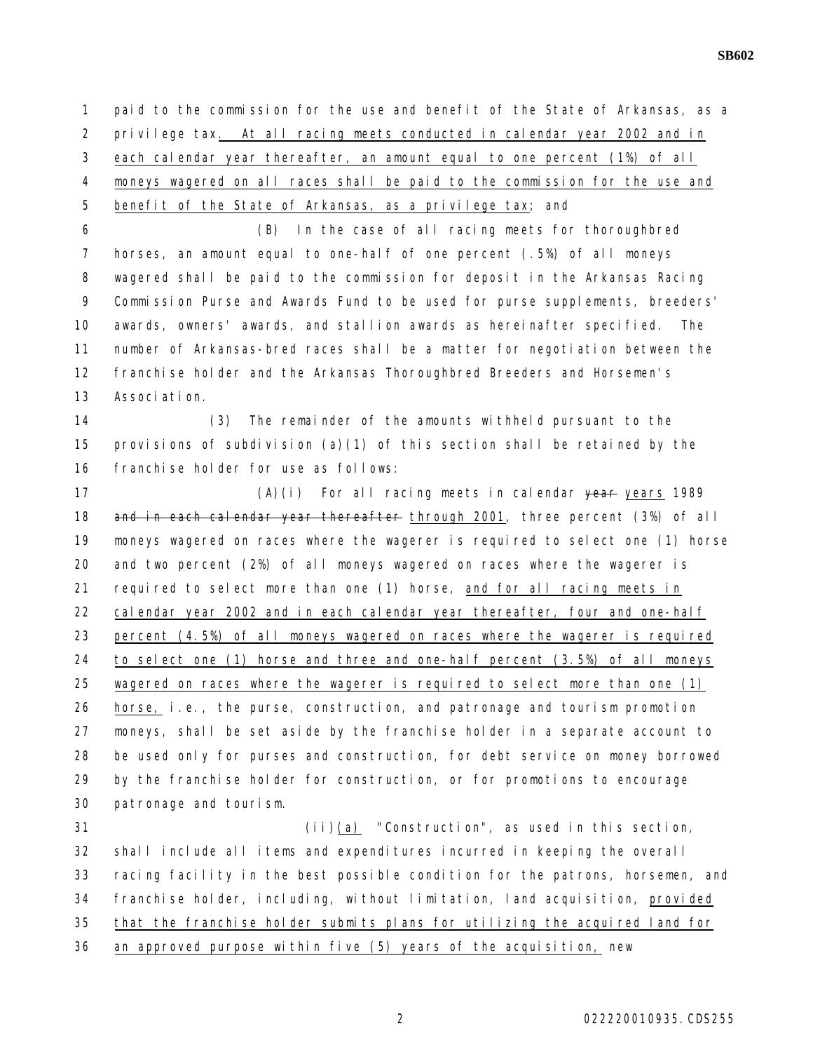paid to the commission for the use and benefit of the State of Arkansas, as a privilege tax. At all racing meets conducted in calendar year 2002 and in each calendar year thereafter, an amount equal to one percent (1%) of all moneys wagered on all races shall be paid to the commission for the use and benefit of the State of Arkansas, as a privilege tax; and

(B) In the case of all racing meets for thoroughbred horses, an amount equal to one-half of one percent (.5%) of all moneys wagered shall be paid to the commission for deposit in the Arkansas Racing Commission Purse and Awards Fund to be used for purse supplements, breeders' awards, owners' awards, and stallion awards as hereinafter specified. The number of Arkansas-bred races shall be a matter for negotiation between the franchise holder and the Arkansas Thoroughbred Breeders and Horsemen's Association.

(3) The remainder of the amounts withheld pursuant to the provisions of subdivision (a)(1) of this section shall be retained by the franchise holder for use as follows:

(A)(i) For all racing meets in calendar ~~year~~ years 1989 ~~and in each calendar year thereafter~~ through 2001, three percent (3%) of all moneys wagered on races where the wagerer is required to select one (1) horse and two percent (2%) of all moneys wagered on races where the wagerer is required to select more than one (1) horse, and for all racing meets in calendar year 2002 and in each calendar year thereafter, four and one-half percent (4.5%) of all moneys wagered on races where the wagerer is required to select one (1) horse and three and one-half percent (3.5%) of all moneys wagered on races where the wagerer is required to select more than one (1) horse, i.e., the purse, construction, and patronage and tourism promotion moneys, shall be set aside by the franchise holder in a separate account to be used only for purses and construction, for debt service on money borrowed by the franchise holder for construction, or for promotions to encourage patronage and tourism.

(ii)(a) "Construction", as used in this section, shall include all items and expenditures incurred in keeping the overall racing facility in the best possible condition for the patrons, horsemen, and franchise holder, including, without limitation, land acquisition, provided that the franchise holder submits plans for utilizing the acquired land for an approved purpose within five (5) years of the acquisition, new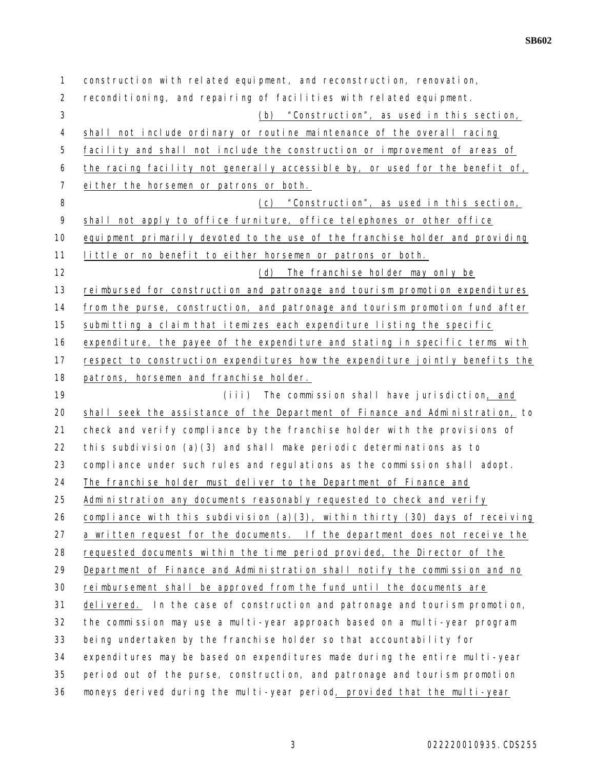construction with related equipment, and reconstruction, renovation, reconditioning, and repairing of facilities with related equipment.

(b) "Construction", as used in this section, shall not include ordinary or routine maintenance of the overall racing facility and shall not include the construction or improvement of areas of the racing facility not generally accessible by, or used for the benefit of, either the horsemen or patrons or both.

(c) "Construction", as used in this section, shall not apply to office furniture, office telephones or other office equipment primarily devoted to the use of the franchise holder and providing little or no benefit to either horsemen or patrons or both.

(d) The franchise holder may only be reimbursed for construction and patronage and tourism promotion expenditures from the purse, construction, and patronage and tourism promotion fund after submitting a claim that itemizes each expenditure listing the specific expenditure, the payee of the expenditure and stating in specific terms with respect to construction expenditures how the expenditure jointly benefits the patrons, horsemen and franchise holder.

(iii) The commission shall have jurisdiction, and shall seek the assistance of the Department of Finance and Administration, to check and verify compliance by the franchise holder with the provisions of this subdivision (a)(3) and shall make periodic determinations as to compliance under such rules and regulations as the commission shall adopt. The franchise holder must deliver to the Department of Finance and Administration any documents reasonably requested to check and verify compliance with this subdivision (a)(3), within thirty (30) days of receiving a written request for the documents. If the department does not receive the requested documents within the time period provided, the Director of the Department of Finance and Administration shall notify the commission and no reimbursement shall be approved from the fund until the documents are delivered. In the case of construction and patronage and tourism promotion, the commission may use a multi-year approach based on a multi-year program being undertaken by the franchise holder so that accountability for expenditures may be based on expenditures made during the entire multi-year period out of the purse, construction, and patronage and tourism promotion moneys derived during the multi-year period, provided that the multi-year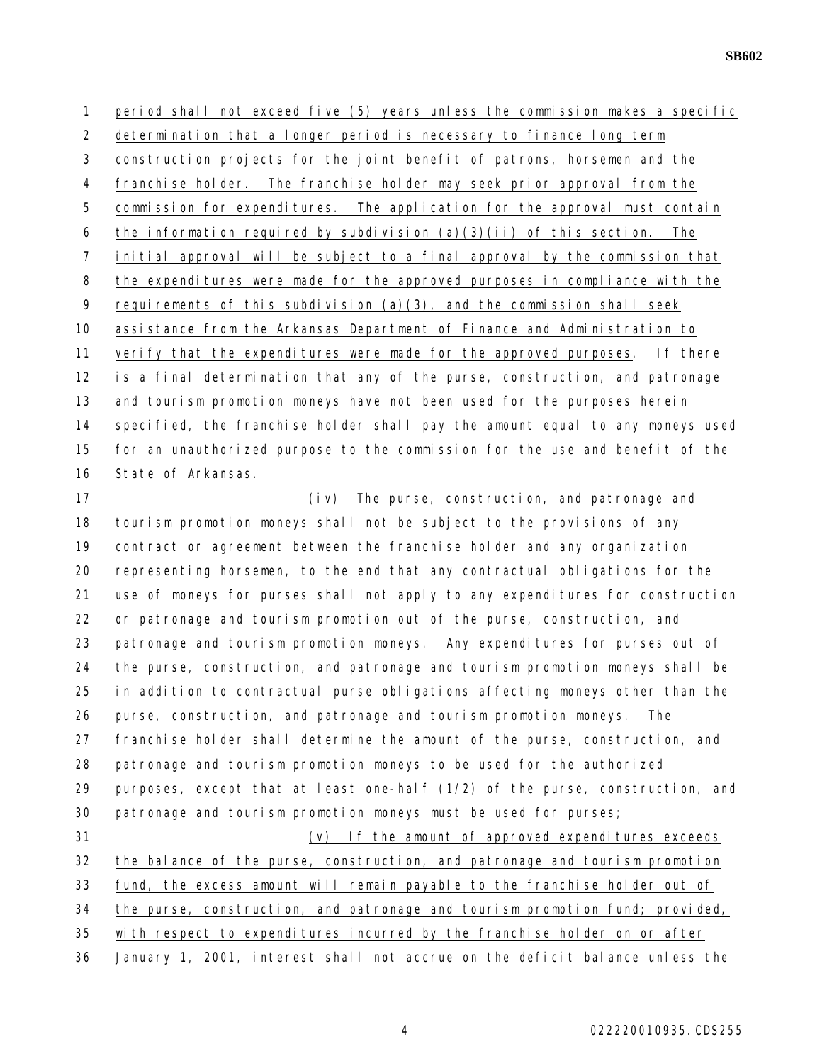period shall not exceed five (5) years unless the commission makes a specific determination that a longer period is necessary to finance long term construction projects for the joint benefit of patrons, horsemen and the franchise holder. The franchise holder may seek prior approval from the commission for expenditures. The application for the approval must contain the information required by subdivision (a)(3)(ii) of this section. The initial approval will be subject to a final approval by the commission that the expenditures were made for the approved purposes in compliance with the requirements of this subdivision (a)(3), and the commission shall seek assistance from the Arkansas Department of Finance and Administration to verify that the expenditures were made for the approved purposes. If there is a final determination that any of the purse, construction, and patronage and tourism promotion moneys have not been used for the purposes herein specified, the franchise holder shall pay the amount equal to any moneys used for an unauthorized purpose to the commission for the use and benefit of the State of Arkansas.

(iv) The purse, construction, and patronage and tourism promotion moneys shall not be subject to the provisions of any contract or agreement between the franchise holder and any organization representing horsemen, to the end that any contractual obligations for the use of moneys for purses shall not apply to any expenditures for construction or patronage and tourism promotion out of the purse, construction, and patronage and tourism promotion moneys. Any expenditures for purses out of the purse, construction, and patronage and tourism promotion moneys shall be in addition to contractual purse obligations affecting moneys other than the purse, construction, and patronage and tourism promotion moneys. The franchise holder shall determine the amount of the purse, construction, and patronage and tourism promotion moneys to be used for the authorized purposes, except that at least one-half (1/2) of the purse, construction, and patronage and tourism promotion moneys must be used for purses;

(v) If the amount of approved expenditures exceeds the balance of the purse, construction, and patronage and tourism promotion fund, the excess amount will remain payable to the franchise holder out of the purse, construction, and patronage and tourism promotion fund; provided, with respect to expenditures incurred by the franchise holder on or after January 1, 2001, interest shall not accrue on the deficit balance unless the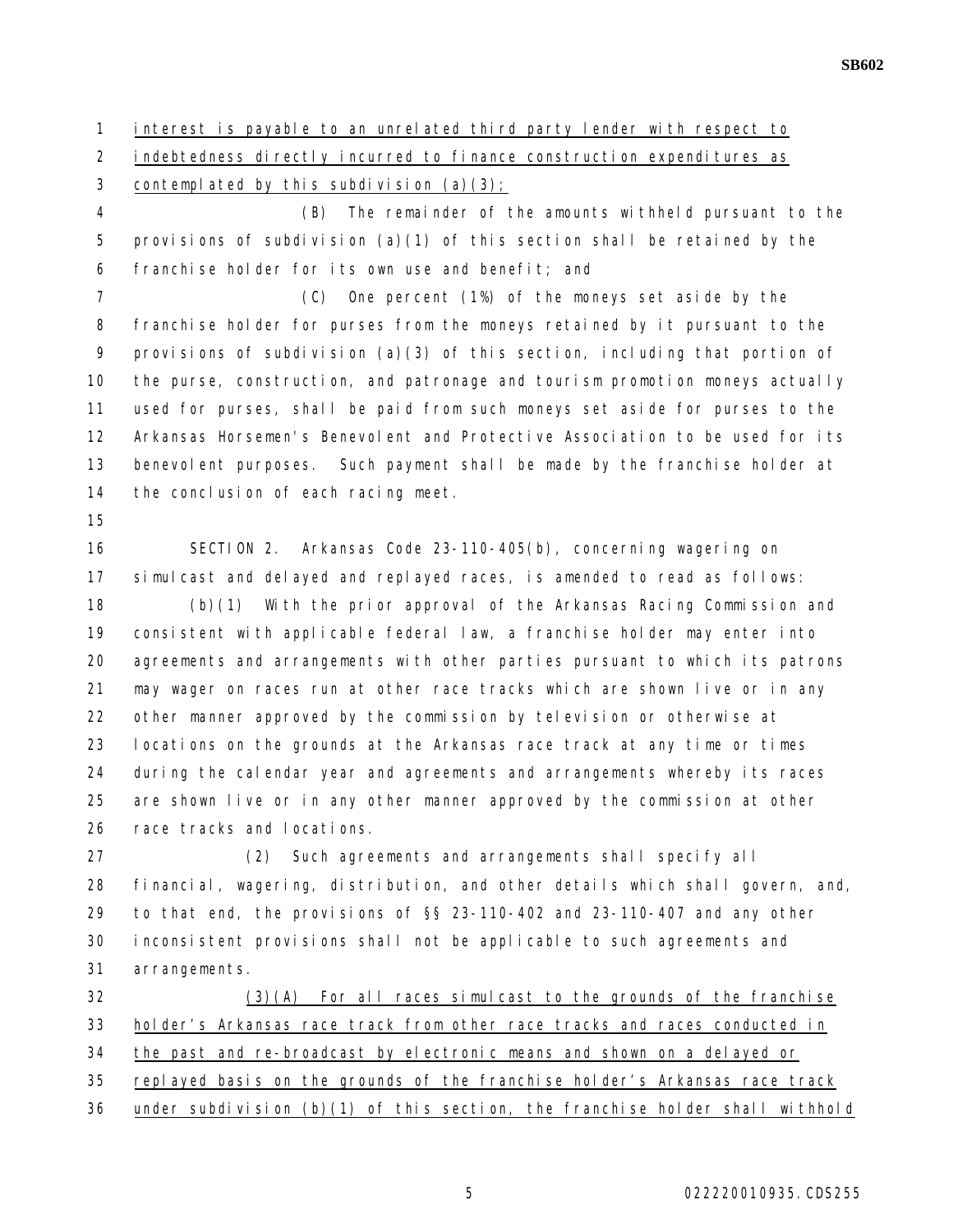interest is payable to an unrelated third party lender with respect to indebtedness directly incurred to finance construction expenditures as contemplated by this subdivision (a)(3);

(B) The remainder of the amounts withheld pursuant to the provisions of subdivision (a)(1) of this section shall be retained by the franchise holder for its own use and benefit; and

(C) One percent (1%) of the moneys set aside by the franchise holder for purses from the moneys retained by it pursuant to the provisions of subdivision (a)(3) of this section, including that portion of the purse, construction, and patronage and tourism promotion moneys actually used for purses, shall be paid from such moneys set aside for purses to the Arkansas Horsemen's Benevolent and Protective Association to be used for its benevolent purposes. Such payment shall be made by the franchise holder at the conclusion of each racing meet.

SECTION 2. Arkansas Code 23-110-405(b), concerning wagering on simulcast and delayed and replayed races, is amended to read as follows:

(b)(1) With the prior approval of the Arkansas Racing Commission and consistent with applicable federal law, a franchise holder may enter into agreements and arrangements with other parties pursuant to which its patrons may wager on races run at other race tracks which are shown live or in any other manner approved by the commission by television or otherwise at locations on the grounds at the Arkansas race track at any time or times during the calendar year and agreements and arrangements whereby its races are shown live or in any other manner approved by the commission at other race tracks and locations.

(2) Such agreements and arrangements shall specify all financial, wagering, distribution, and other details which shall govern, and, to that end, the provisions of §§ 23-110-402 and 23-110-407 and any other inconsistent provisions shall not be applicable to such agreements and arrangements.

(3)(A) For all races simulcast to the grounds of the franchise holder's Arkansas race track from other race tracks and races conducted in the past and re-broadcast by electronic means and shown on a delayed or replayed basis on the grounds of the franchise holder's Arkansas race track under subdivision (b)(1) of this section, the franchise holder shall withhold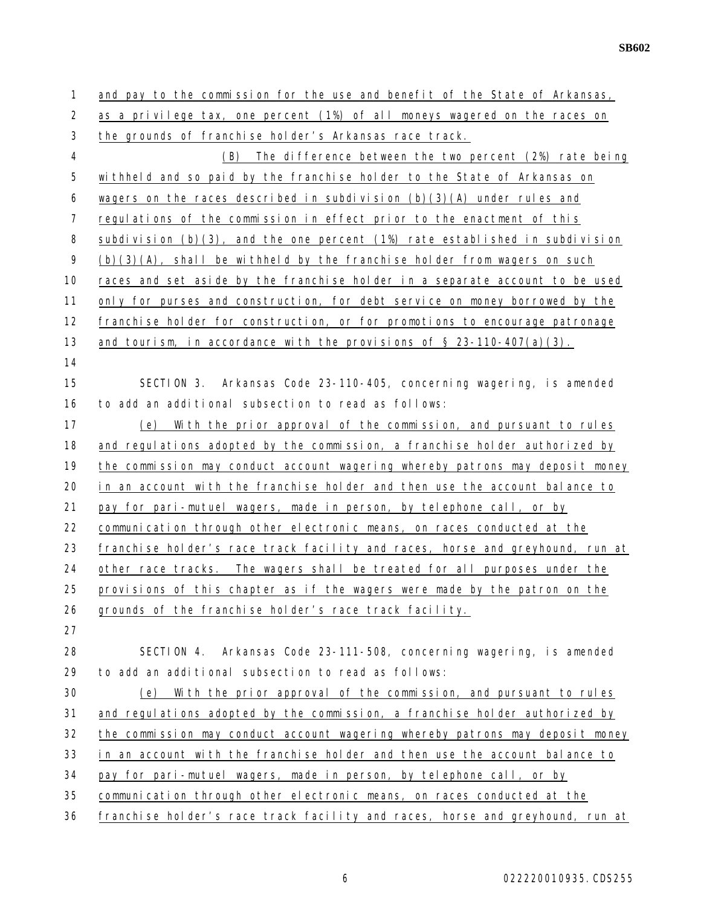and pay to the commission for the use and benefit of the State of Arkansas, as a privilege tax, one percent (1%) of all moneys wagered on the races on the grounds of franchise holder's Arkansas race track.

(B) The difference between the two percent (2%) rate being withheld and so paid by the franchise holder to the State of Arkansas on wagers on the races described in subdivision (b)(3)(A) under rules and regulations of the commission in effect prior to the enactment of this subdivision (b)(3), and the one percent (1%) rate established in subdivision (b)(3)(A), shall be withheld by the franchise holder from wagers on such races and set aside by the franchise holder in a separate account to be used only for purses and construction, for debt service on money borrowed by the franchise holder for construction, or for promotions to encourage patronage and tourism, in accordance with the provisions of § 23-110-407(a)(3).

SECTION 3. Arkansas Code 23-110-405, concerning wagering, is amended to add an additional subsection to read as follows:

(e) With the prior approval of the commission, and pursuant to rules and regulations adopted by the commission, a franchise holder authorized by the commission may conduct account wagering whereby patrons may deposit money in an account with the franchise holder and then use the account balance to pay for pari-mutuel wagers, made in person, by telephone call, or by communication through other electronic means, on races conducted at the franchise holder's race track facility and races, horse and greyhound, run at other race tracks. The wagers shall be treated for all purposes under the provisions of this chapter as if the wagers were made by the patron on the grounds of the franchise holder's race track facility.

SECTION 4. Arkansas Code 23-111-508, concerning wagering, is amended to add an additional subsection to read as follows:

(e) With the prior approval of the commission, and pursuant to rules and regulations adopted by the commission, a franchise holder authorized by the commission may conduct account wagering whereby patrons may deposit money in an account with the franchise holder and then use the account balance to pay for pari-mutuel wagers, made in person, by telephone call, or by communication through other electronic means, on races conducted at the franchise holder's race track facility and races, horse and greyhound, run at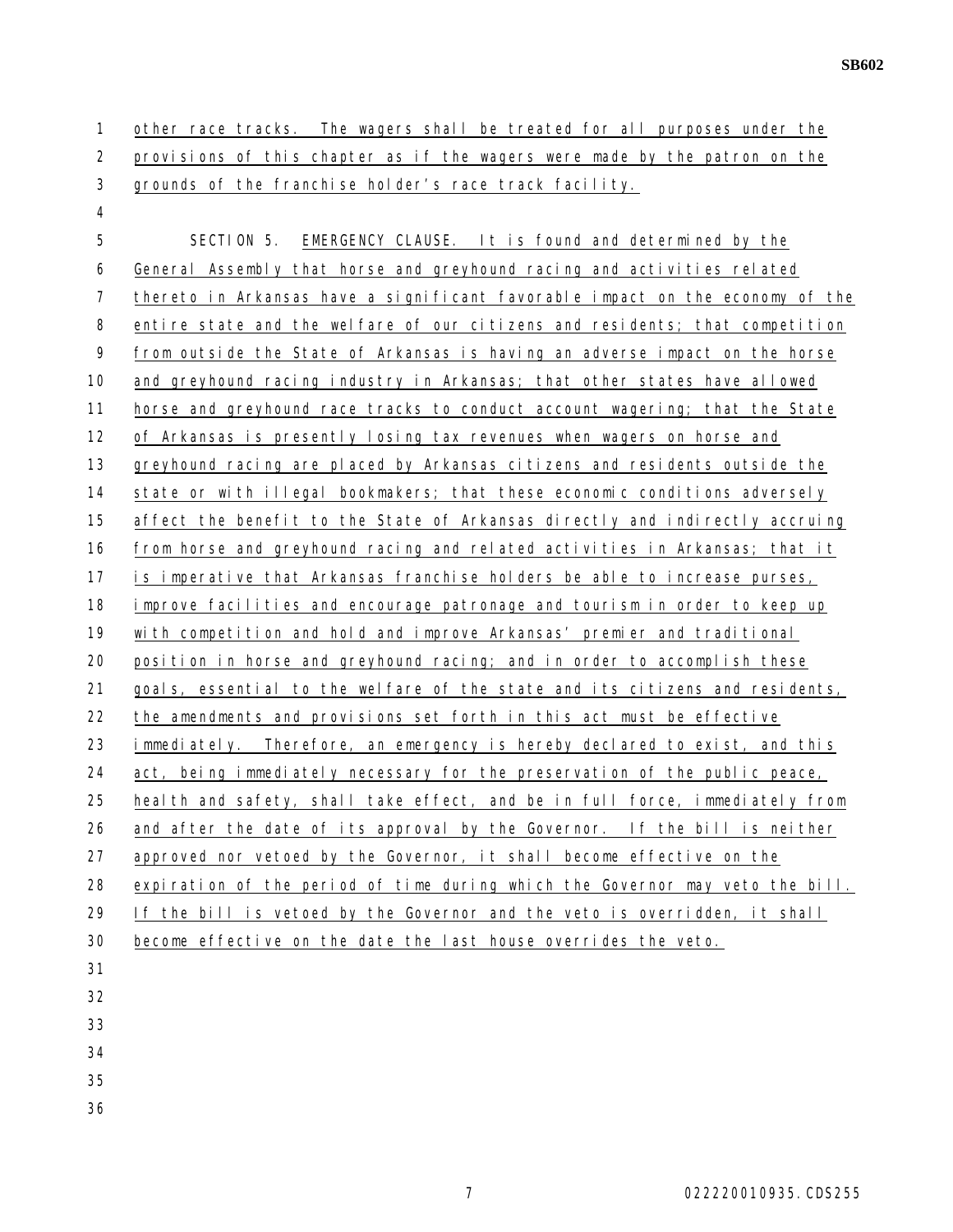other race tracks. The wagers shall be treated for all purposes under the provisions of this chapter as if the wagers were made by the patron on the grounds of the franchise holder's race track facility.

SECTION 5. EMERGENCY CLAUSE. It is found and determined by the General Assembly that horse and greyhound racing and activities related thereto in Arkansas have a significant favorable impact on the economy of the entire state and the welfare of our citizens and residents; that competition from outside the State of Arkansas is having an adverse impact on the horse and greyhound racing industry in Arkansas; that other states have allowed horse and greyhound race tracks to conduct account wagering; that the State of Arkansas is presently losing tax revenues when wagers on horse and greyhound racing are placed by Arkansas citizens and residents outside the state or with illegal bookmakers; that these economic conditions adversely affect the benefit to the State of Arkansas directly and indirectly accruing from horse and greyhound racing and related activities in Arkansas; that it is imperative that Arkansas franchise holders be able to increase purses, improve facilities and encourage patronage and tourism in order to keep up with competition and hold and improve Arkansas' premier and traditional position in horse and greyhound racing; and in order to accomplish these goals, essential to the welfare of the state and its citizens and residents, the amendments and provisions set forth in this act must be effective immediately. Therefore, an emergency is hereby declared to exist, and this act, being immediately necessary for the preservation of the public peace, health and safety, shall take effect, and be in full force, immediately from and after the date of its approval by the Governor. If the bill is neither approved nor vetoed by the Governor, it shall become effective on the expiration of the period of time during which the Governor may veto the bill. If the bill is vetoed by the Governor and the veto is overridden, it shall become effective on the date the last house overrides the veto.